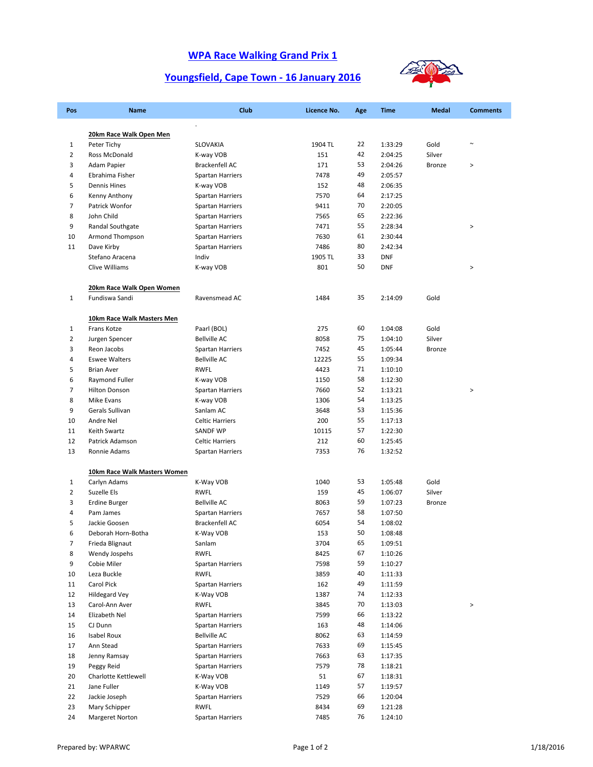# WPA Race Walking Grand Prix 1

## Youngsfield, Cape Town - 16 January 2016

| Pos | Name | Club | Licence No. | Age | Time | Medal | Comments |
|---|---|---|---|---|---|---|---|
| | | . | | | | | |
| | **20km Race Walk Open Men** | | | | | | |
| 1 | Peter Tichy | SLOVAKIA | 1904 TL | 22 | 1:33:29 | Gold | ~ |
| 2 | Ross McDonald | K-way VOB | 151 | 42 | 2:04:25 | Silver | |
| 3 | Adam Papier | Brackenfell AC | 171 | 53 | 2:04:26 | Bronze | > |
| 4 | Ebrahima Fisher | Spartan Harriers | 7478 | 49 | 2:05:57 | | |
| 5 | Dennis Hines | K-way VOB | 152 | 48 | 2:06:35 | | |
| 6 | Kenny Anthony | Spartan Harriers | 7570 | 64 | 2:17:25 | | |
| 7 | Patrick Wonfor | Spartan Harriers | 9411 | 70 | 2:20:05 | | |
| 8 | John Child | Spartan Harriers | 7565 | 65 | 2:22:36 | | |
| 9 | Randal Southgate | Spartan Harriers | 7471 | 55 | 2:28:34 | | > |
| 10 | Armond Thompson | Spartan Harriers | 7630 | 61 | 2:30:44 | | |
| 11 | Dave Kirby | Spartan Harriers | 7486 | 80 | 2:42:34 | | |
| | Stefano Aracena | Indiv | 1905 TL | 33 | DNF | | |
| | Clive Williams | K-way VOB | 801 | 50 | DNF | | > |
| | **20km Race Walk Open Women** | | | | | | |
| 1 | Fundiswa Sandi | Ravensmead AC | 1484 | 35 | 2:14:09 | Gold | |
| | **10km Race Walk Masters Men** | | | | | | |
| 1 | Frans Kotze | Paarl (BOL) | 275 | 60 | 1:04:08 | Gold | |
| 2 | Jurgen Spencer | Bellville AC | 8058 | 75 | 1:04:10 | Silver | |
| 3 | Reon Jacobs | Spartan Harriers | 7452 | 45 | 1:05:44 | Bronze | |
| 4 | Eswee Walters | Bellville AC | 12225 | 55 | 1:09:34 | | |
| 5 | Brian Aver | RWFL | 4423 | 71 | 1:10:10 | | |
| 6 | Raymond Fuller | K-way VOB | 1150 | 58 | 1:12:30 | | |
| 7 | Hilton Donson | Spartan Harriers | 7660 | 52 | 1:13:21 | | > |
| 8 | Mike Evans | K-way VOB | 1306 | 54 | 1:13:25 | | |
| 9 | Gerals Sullivan | Sanlam AC | 3648 | 53 | 1:15:36 | | |
| 10 | Andre Nel | Celtic Harriers | 200 | 55 | 1:17:13 | | |
| 11 | Keith Swartz | SANDF WP | 10115 | 57 | 1:22:30 | | |
| 12 | Patrick Adamson | Celtic Harriers | 212 | 60 | 1:25:45 | | |
| 13 | Ronnie Adams | Spartan Harriers | 7353 | 76 | 1:32:52 | | |
| | **10km Race Walk Masters Women** | | | | | | |
| 1 | Carlyn Adams | K-Way VOB | 1040 | 53 | 1:05:48 | Gold | |
| 2 | Suzelle Els | RWFL | 159 | 45 | 1:06:07 | Silver | |
| 3 | Erdine Burger | Bellville AC | 8063 | 59 | 1:07:23 | Bronze | |
| 4 | Pam James | Spartan Harriers | 7657 | 58 | 1:07:50 | | |
| 5 | Jackie Goosen | Brackenfell AC | 6054 | 54 | 1:08:02 | | |
| 6 | Deborah Horn-Botha | K-Way VOB | 153 | 50 | 1:08:48 | | |
| 7 | Frieda Blignaut | Sanlam | 3704 | 65 | 1:09:51 | | |
| 8 | Wendy Jospehs | RWFL | 8425 | 67 | 1:10:26 | | |
| 9 | Cobie Miler | Spartan Harriers | 7598 | 59 | 1:10:27 | | |
| 10 | Leza Buckle | RWFL | 3859 | 40 | 1:11:33 | | |
| 11 | Carol Pick | Spartan Harriers | 162 | 49 | 1:11:59 | | |
| 12 | Hildegard Vey | K-Way VOB | 1387 | 74 | 1:12:33 | | |
| 13 | Carol-Ann Aver | RWFL | 3845 | 70 | 1:13:03 | | > |
| 14 | Elizabeth Nel | Spartan Harriers | 7599 | 66 | 1:13:22 | | |
| 15 | CJ Dunn | Spartan Harriers | 163 | 48 | 1:14:06 | | |
| 16 | Isabel Roux | Bellville AC | 8062 | 63 | 1:14:59 | | |
| 17 | Ann Stead | Spartan Harriers | 7633 | 69 | 1:15:45 | | |
| 18 | Jenny Ramsay | Spartan Harriers | 7663 | 63 | 1:17:35 | | |
| 19 | Peggy Reid | Spartan Harriers | 7579 | 78 | 1:18:21 | | |
| 20 | Charlotte Kettlewell | K-Way VOB | 51 | 67 | 1:18:31 | | |
| 21 | Jane Fuller | K-Way VOB | 1149 | 57 | 1:19:57 | | |
| 22 | Jackie Joseph | Spartan Harriers | 7529 | 66 | 1:20:04 | | |
| 23 | Mary Schipper | RWFL | 8434 | 69 | 1:21:28 | | |
| 24 | Margeret Norton | Spartan Harriers | 7485 | 76 | 1:24:10 | | |

Prepared by: WPARWC

1/18/2016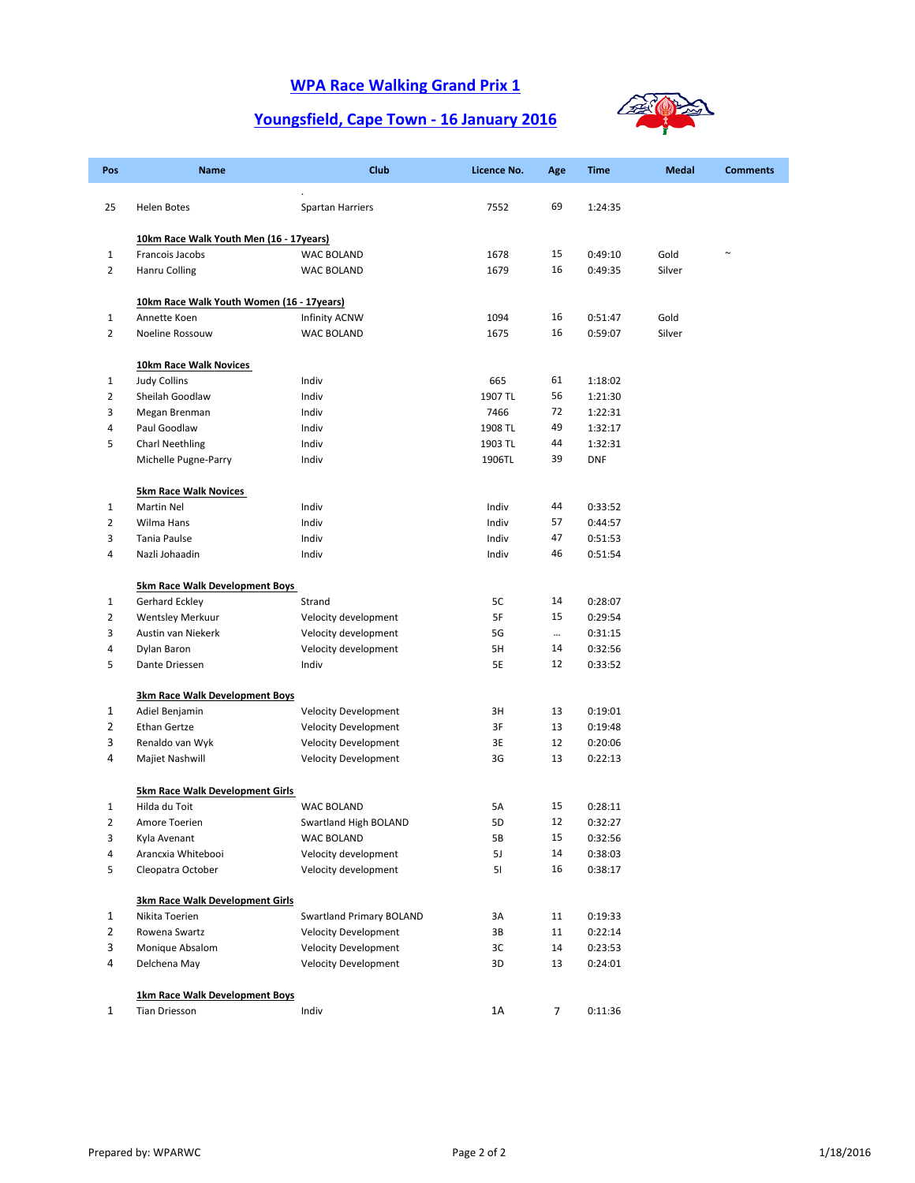# WPA Race Walking Grand Prix 1

## Youngsfield, Cape Town - 16 January 2016

| Pos | Name | Club | Licence No. | Age | Time | Medal | Comments |
|---|---|---|---|---|---|---|---|
| 25 | Helen Botes | Spartan Harriers | 7552 | 69 | 1:24:35 | | |
| | **10km Race Walk Youth Men (16 - 17years)** | | | | | | |
| 1 | Francois Jacobs | WAC BOLAND | 1678 | 15 | 0:49:10 | Gold | ~ |
| 2 | Hanru Colling | WAC BOLAND | 1679 | 16 | 0:49:35 | Silver | |
| | **10km Race Walk Youth Women (16 - 17years)** | | | | | | |
| 1 | Annette Koen | Infinity ACNW | 1094 | 16 | 0:51:47 | Gold | |
| 2 | Noeline Rossouw | WAC BOLAND | 1675 | 16 | 0:59:07 | Silver | |
| | **10km Race Walk Novices** | | | | | | |
| 1 | Judy Collins | Indiv | 665 | 61 | 1:18:02 | | |
| 2 | Sheilah Goodlaw | Indiv | 1907 TL | 56 | 1:21:30 | | |
| 3 | Megan Brenman | Indiv | 7466 | 72 | 1:22:31 | | |
| 4 | Paul Goodlaw | Indiv | 1908 TL | 49 | 1:32:17 | | |
| 5 | Charl Neethling | Indiv | 1903 TL | 44 | 1:32:31 | | |
| | Michelle Pugne-Parry | Indiv | 1906TL | 39 | DNF | | |
| | **5km Race Walk Novices** | | | | | | |
| 1 | Martin Nel | Indiv | Indiv | 44 | 0:33:52 | | |
| 2 | Wilma Hans | Indiv | Indiv | 57 | 0:44:57 | | |
| 3 | Tania Paulse | Indiv | Indiv | 47 | 0:51:53 | | |
| 4 | Nazli Johaadin | Indiv | Indiv | 46 | 0:51:54 | | |
| | **5km Race Walk Development Boys** | | | | | | |
| 1 | Gerhard Eckley | Strand | 5C | 14 | 0:28:07 | | |
| 2 | Wentsley Merkuur | Velocity development | 5F | 15 | 0:29:54 | | |
| 3 | Austin van Niekerk | Velocity development | 5G | ... | 0:31:15 | | |
| 4 | Dylan Baron | Velocity development | 5H | 14 | 0:32:56 | | |
| 5 | Dante Driessen | Indiv | 5E | 12 | 0:33:52 | | |
| | **3km Race Walk Development Boys** | | | | | | |
| 1 | Adiel Benjamin | Velocity Development | 3H | 13 | 0:19:01 | | |
| 2 | Ethan Gertze | Velocity Development | 3F | 13 | 0:19:48 | | |
| 3 | Renaldo van Wyk | Velocity Development | 3E | 12 | 0:20:06 | | |
| 4 | Majiet Nashwill | Velocity Development | 3G | 13 | 0:22:13 | | |
| | **5km Race Walk Development Girls** | | | | | | |
| 1 | Hilda du Toit | WAC BOLAND | 5A | 15 | 0:28:11 | | |
| 2 | Amore Toerien | Swartland High BOLAND | 5D | 12 | 0:32:27 | | |
| 3 | Kyla Avenant | WAC BOLAND | 5B | 15 | 0:32:56 | | |
| 4 | Arancxia Whitebooi | Velocity development | 5J | 14 | 0:38:03 | | |
| 5 | Cleopatra October | Velocity development | 5I | 16 | 0:38:17 | | |
| | **3km Race Walk Development Girls** | | | | | | |
| 1 | Nikita Toerien | Swartland Primary BOLAND | 3A | 11 | 0:19:33 | | |
| 2 | Rowena Swartz | Velocity Development | 3B | 11 | 0:22:14 | | |
| 3 | Monique Absalom | Velocity Development | 3C | 14 | 0:23:53 | | |
| 4 | Delchena May | Velocity Development | 3D | 13 | 0:24:01 | | |
| | **1km Race Walk Development Boys** | | | | | | |
| 1 | Tian Driesson | Indiv | 1A | 7 | 0:11:36 | | |

Prepared by: WPARWC

1/18/2016